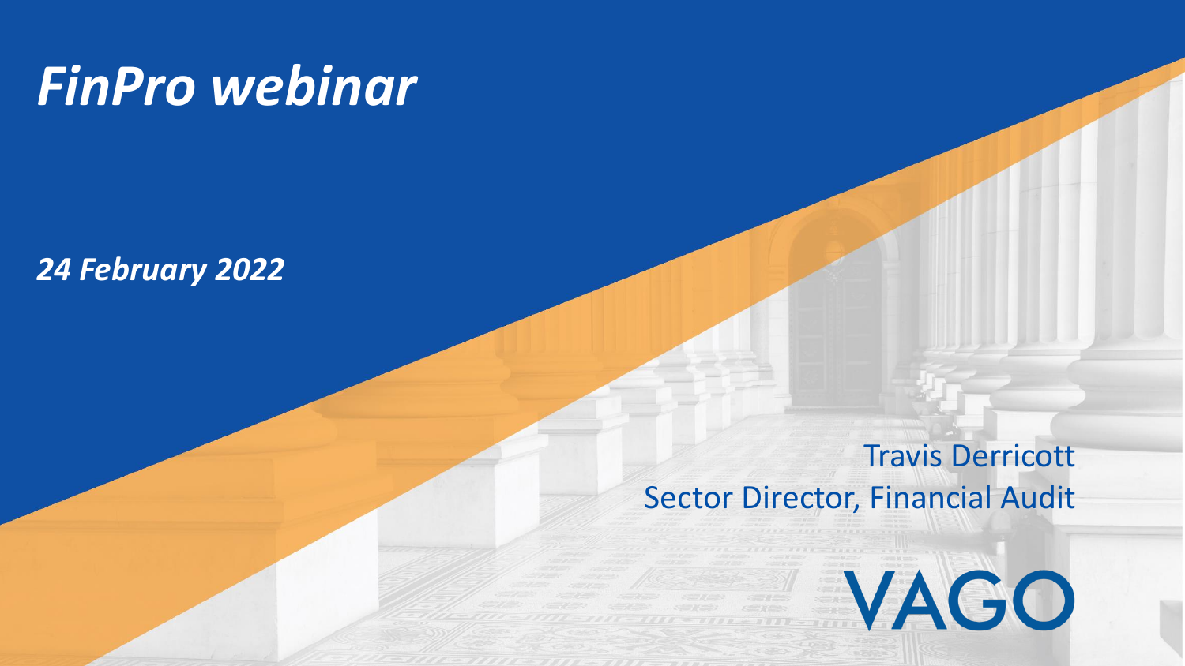# *FinPro webinar*

***24 February 2022***

Travis Derricott
Sector Director, Financial Audit

VAGO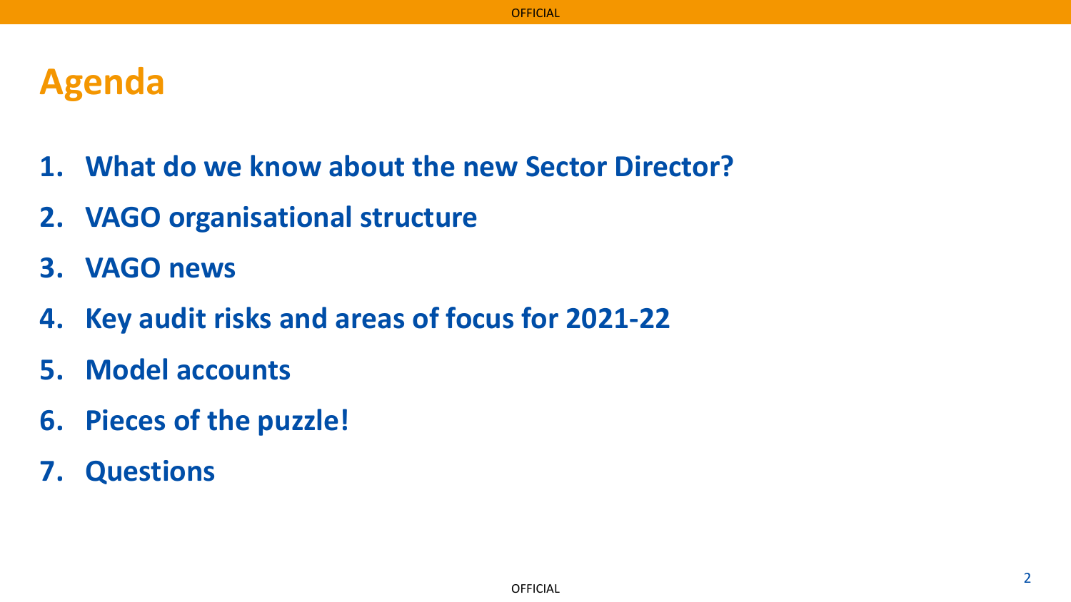# Agenda

1. **What do we know about the new Sector Director?**
2. **VAGO organisational structure**
3. **VAGO news**
4. **Key audit risks and areas of focus for 2021-22**
5. **Model accounts**
6. **Pieces of the puzzle!**
7. **Questions**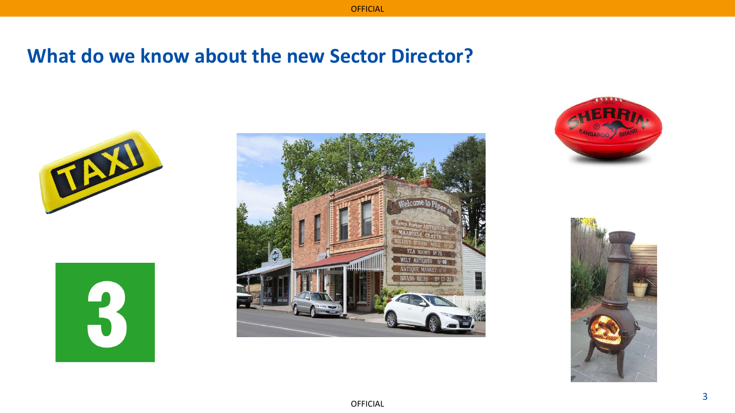## What do we know about the new Sector Director?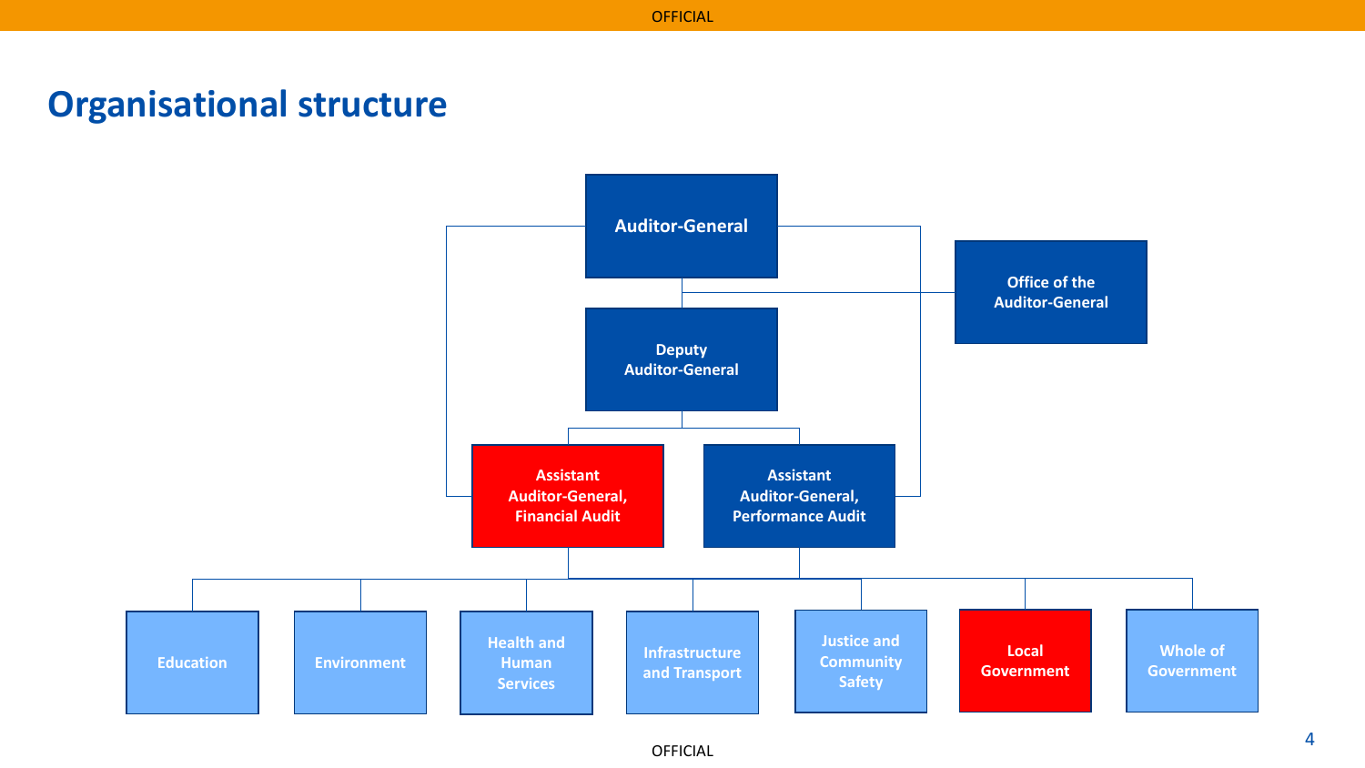# Organisational structure

- Auditor-General
  - Office of the Auditor-General
  - Deputy Auditor-General
    - Assistant Auditor-General, Financial Audit
    - Assistant Auditor-General, Performance Audit
      - Education
      - Environment
      - Health and Human Services
      - Infrastructure and Transport
      - Justice and Community Safety
      - Local Government
      - Whole of Government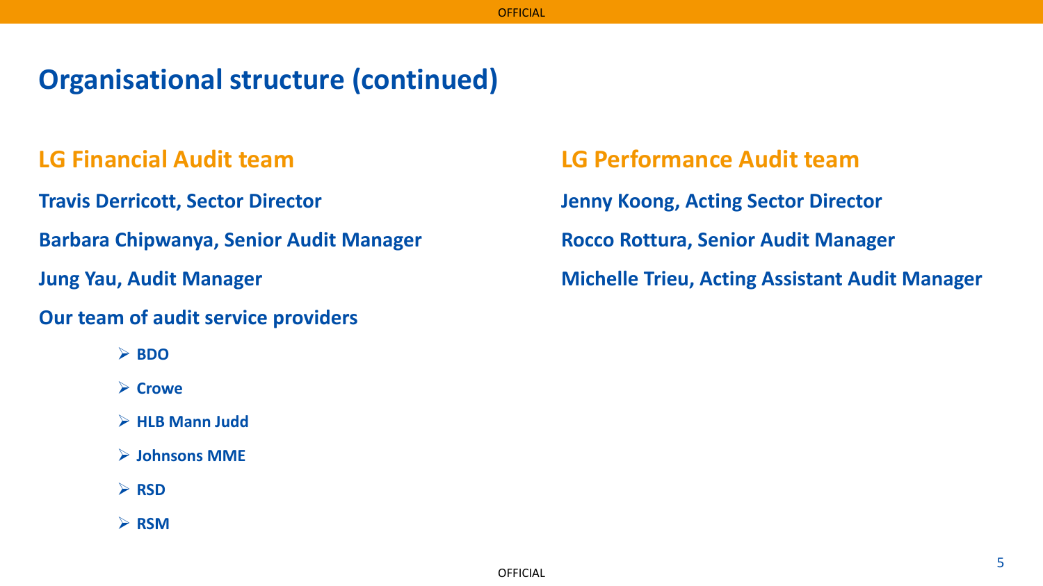# Organisational structure (continued)

## LG Financial Audit team

**Travis Derricott, Sector Director**

**Barbara Chipwanya, Senior Audit Manager**

**Jung Yau, Audit Manager**

**Our team of audit service providers**

- **BDO**
- **Crowe**
- **HLB Mann Judd**
- **Johnsons MME**
- **RSD**
- **RSM**

## LG Performance Audit team

**Jenny Koong, Acting Sector Director**

**Rocco Rottura, Senior Audit Manager**

**Michelle Trieu, Acting Assistant Audit Manager**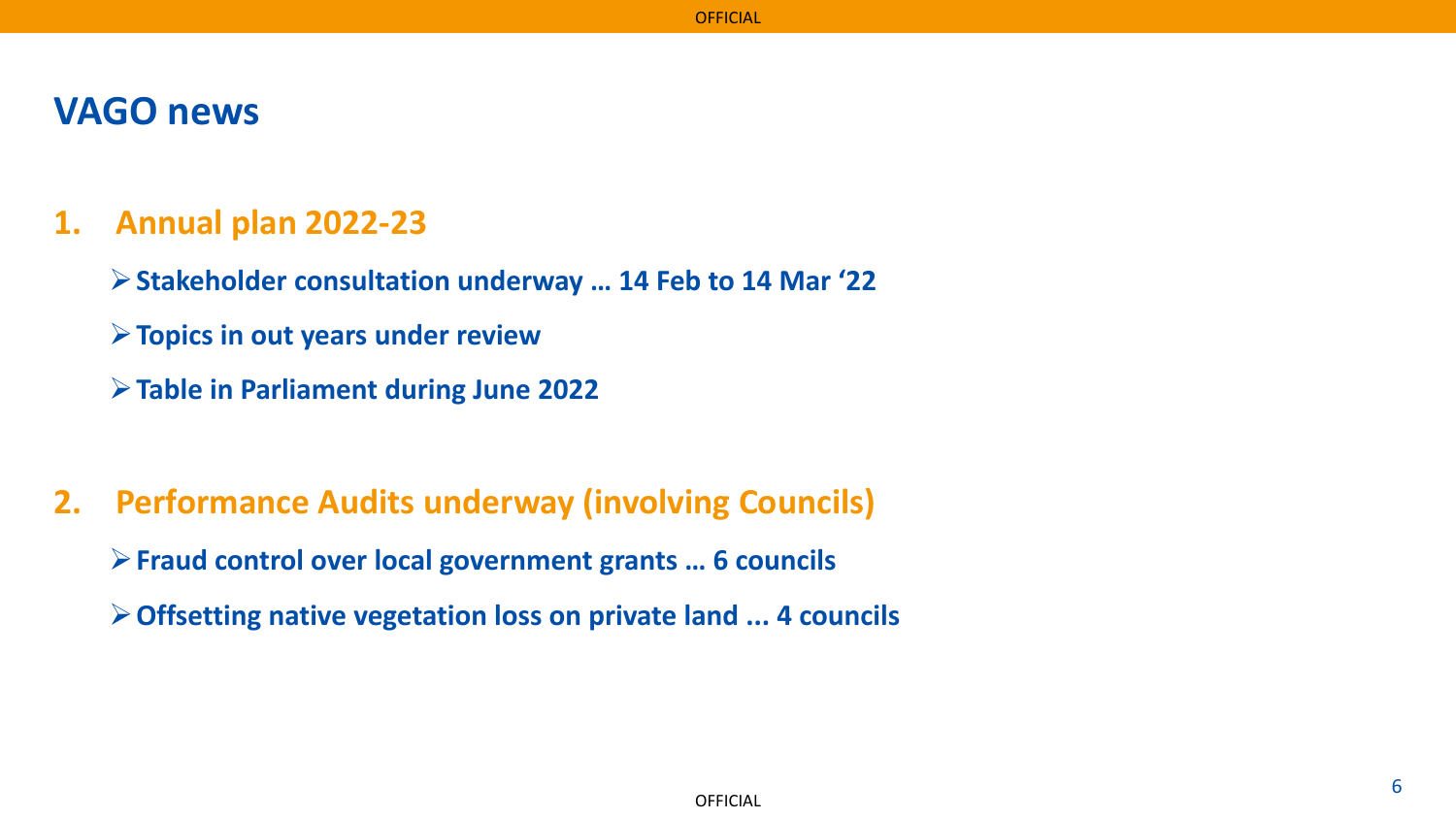# VAGO news

1. **Annual plan 2022-23**
   - **Stakeholder consultation underway … 14 Feb to 14 Mar '22**
   - **Topics in out years under review**
   - **Table in Parliament during June 2022**

2. **Performance Audits underway (involving Councils)**
   - **Fraud control over local government grants … 6 councils**
   - **Offsetting native vegetation loss on private land ... 4 councils**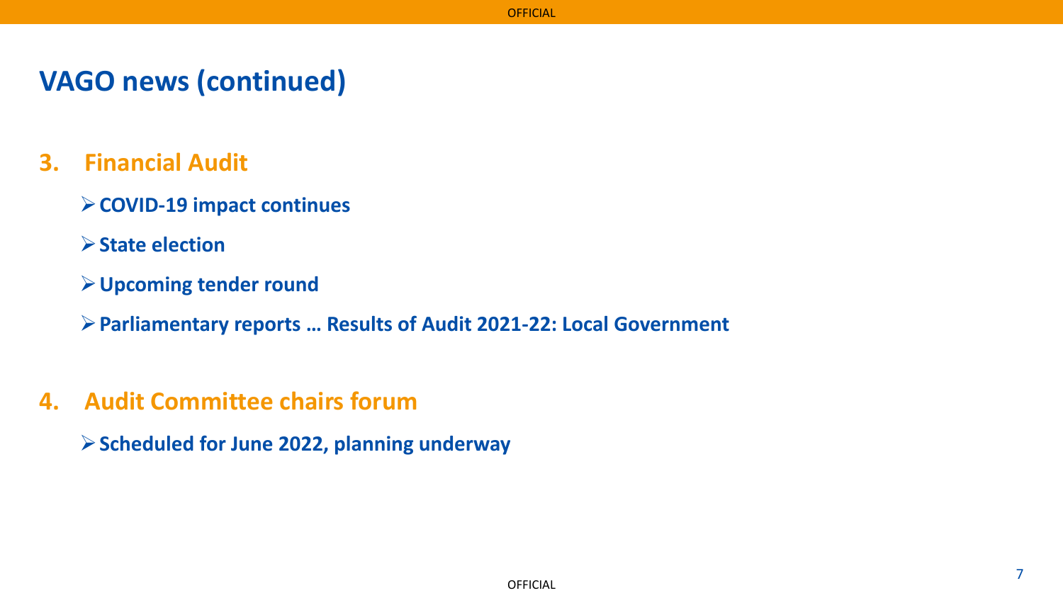# VAGO news (continued)

## 3. Financial Audit

- **COVID-19 impact continues**
- **State election**
- **Upcoming tender round**
- **Parliamentary reports … Results of Audit 2021-22: Local Government**

## 4. Audit Committee chairs forum

- **Scheduled for June 2022, planning underway**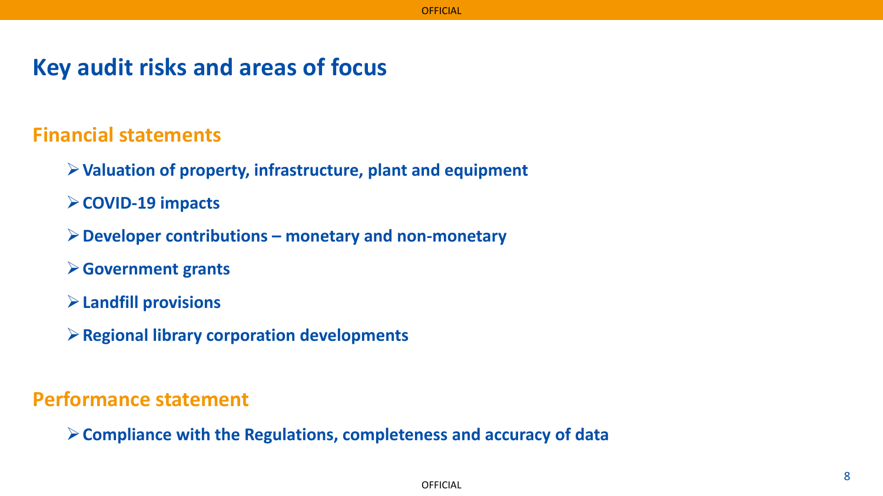# Key audit risks and areas of focus

## Financial statements

- **Valuation of property, infrastructure, plant and equipment**
- **COVID-19 impacts**
- **Developer contributions – monetary and non-monetary**
- **Government grants**
- **Landfill provisions**
- **Regional library corporation developments**

## Performance statement

- **Compliance with the Regulations, completeness and accuracy of data**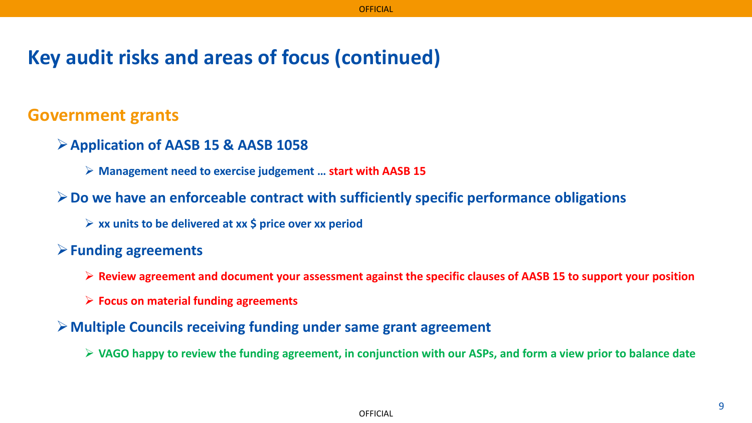# Key audit risks and areas of focus (continued)

## Government grants

- **Application of AASB 15 & AASB 1058**
  - **Management need to exercise judgement … start with AASB 15**
- **Do we have an enforceable contract with sufficiently specific performance obligations**
  - **xx units to be delivered at xx $ price over xx period**
- **Funding agreements**
  - **Review agreement and document your assessment against the specific clauses of AASB 15 to support your position**
  - **Focus on material funding agreements**
- **Multiple Councils receiving funding under same grant agreement**
  - **VAGO happy to review the funding agreement, in conjunction with our ASPs, and form a view prior to balance date**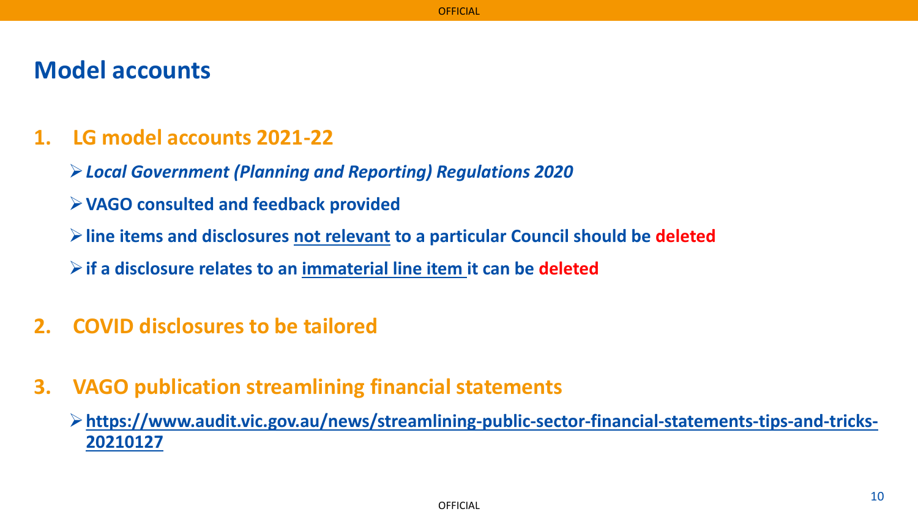# Model accounts

1. **LG model accounts 2021-22**
   - ***Local Government (Planning and Reporting) Regulations 2020***
   - **VAGO consulted and feedback provided**
   - **line items and disclosures not relevant to a particular Council should be deleted**
   - **if a disclosure relates to an immaterial line item it can be deleted**

2. **COVID disclosures to be tailored**

3. **VAGO publication streamlining financial statements**
   - **https://www.audit.vic.gov.au/news/streamlining-public-sector-financial-statements-tips-and-tricks-20210127**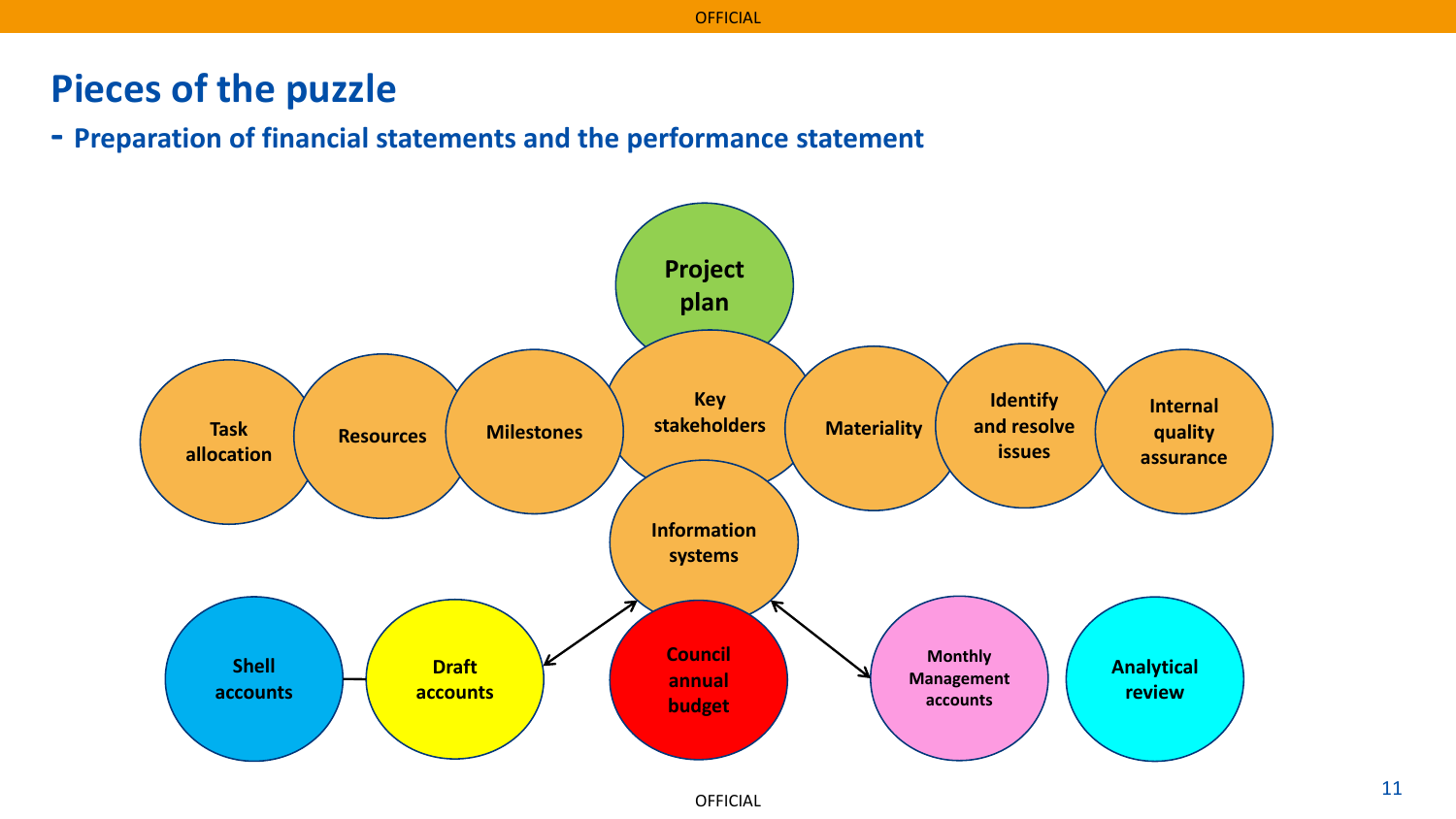# Pieces of the puzzle

## - Preparation of financial statements and the performance statement

Project plan

Task allocation

Resources

Milestones

Key stakeholders

Materiality

Identify and resolve issues

Internal quality assurance

Information systems

Shell accounts

Draft accounts

Council annual budget

Monthly Management accounts

Analytical review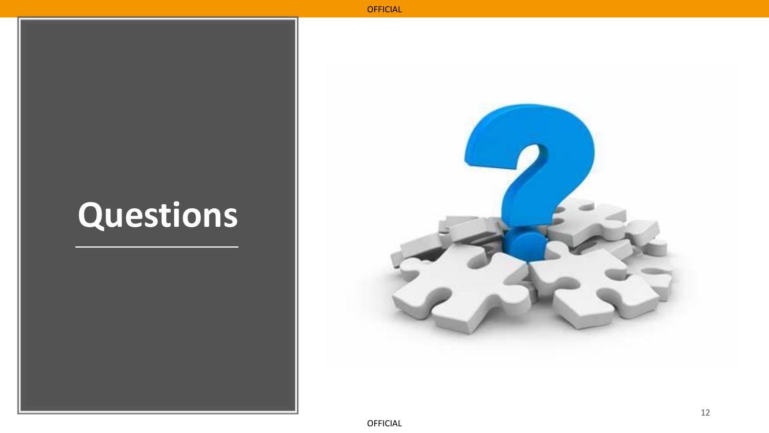# Questions